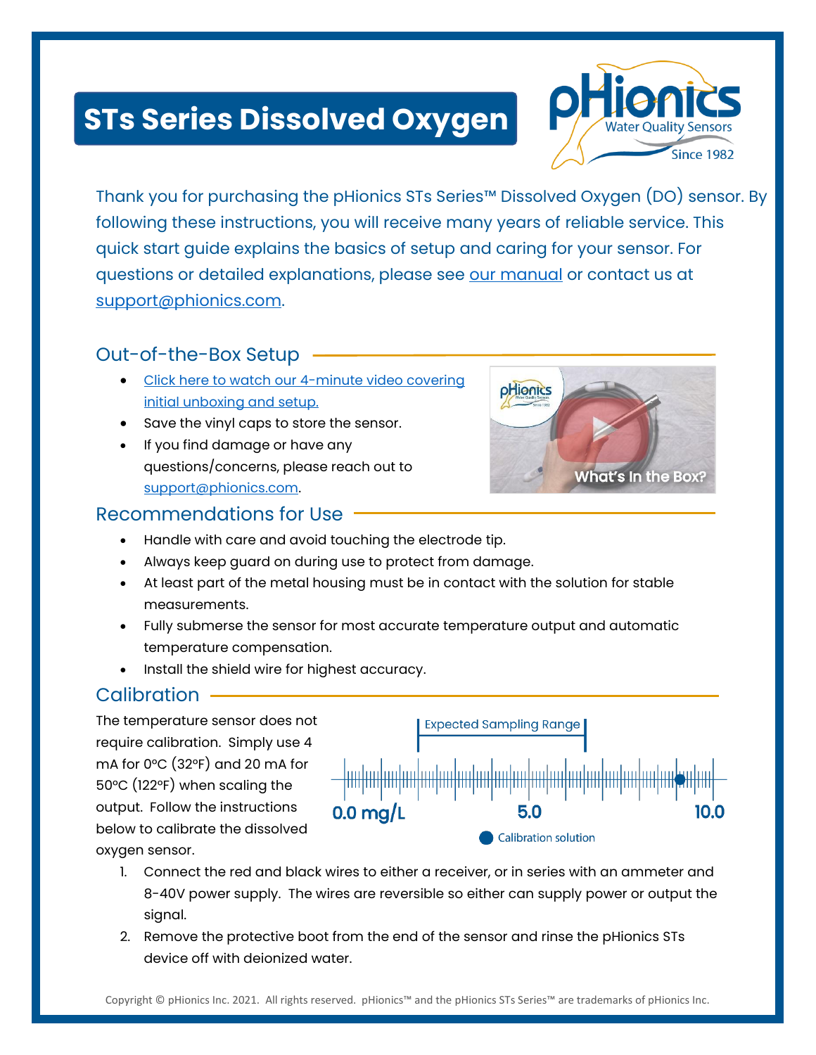# STs Series Dissolved Oxygen

Thank you for purchasing the pHionics STs Series™ Dissolved Oxygen (DO) sensor. By following these instructions, you will receive many years of reliable service. This quick start guide explains the basics of setup and caring for your sensor. For questions or detailed explanations, please see our manual or contact us at support@phionics.com.

## Out-of-the-Box Setup

- Click here to watch our 4-minute video covering initial unboxing and setup.
- Save the vinyl caps to store the sensor.
- If you find damage or have any questions/concerns, please reach out to support@phionics.com.

## Recommendations for Use

- Handle with care and avoid touching the electrode tip.
- Always keep guard on during use to protect from damage.
- At least part of the metal housing must be in contact with the solution for stable measurements.
- Fully submerse the sensor for most accurate temperature output and automatic temperature compensation.
- Install the shield wire for highest accuracy.

## Calibration

The temperature sensor does not require calibration. Simply use 4 mA for 0°C (32°F) and 20 mA for 50°C (122°F) when scaling the output. Follow the instructions below to calibrate the dissolved oxygen sensor.

Expected Sampling Range

0.0 mg/L — 5.0 — 10.0

Calibration solution

1. Connect the red and black wires to either a receiver, or in series with an ammeter and 8-40V power supply. The wires are reversible so either can supply power or output the signal.
2. Remove the protective boot from the end of the sensor and rinse the pHionics STs device off with deionized water.

Copyright © pHionics Inc. 2021. All rights reserved. pHionics™ and the pHionics STs Series™ are trademarks of pHionics Inc.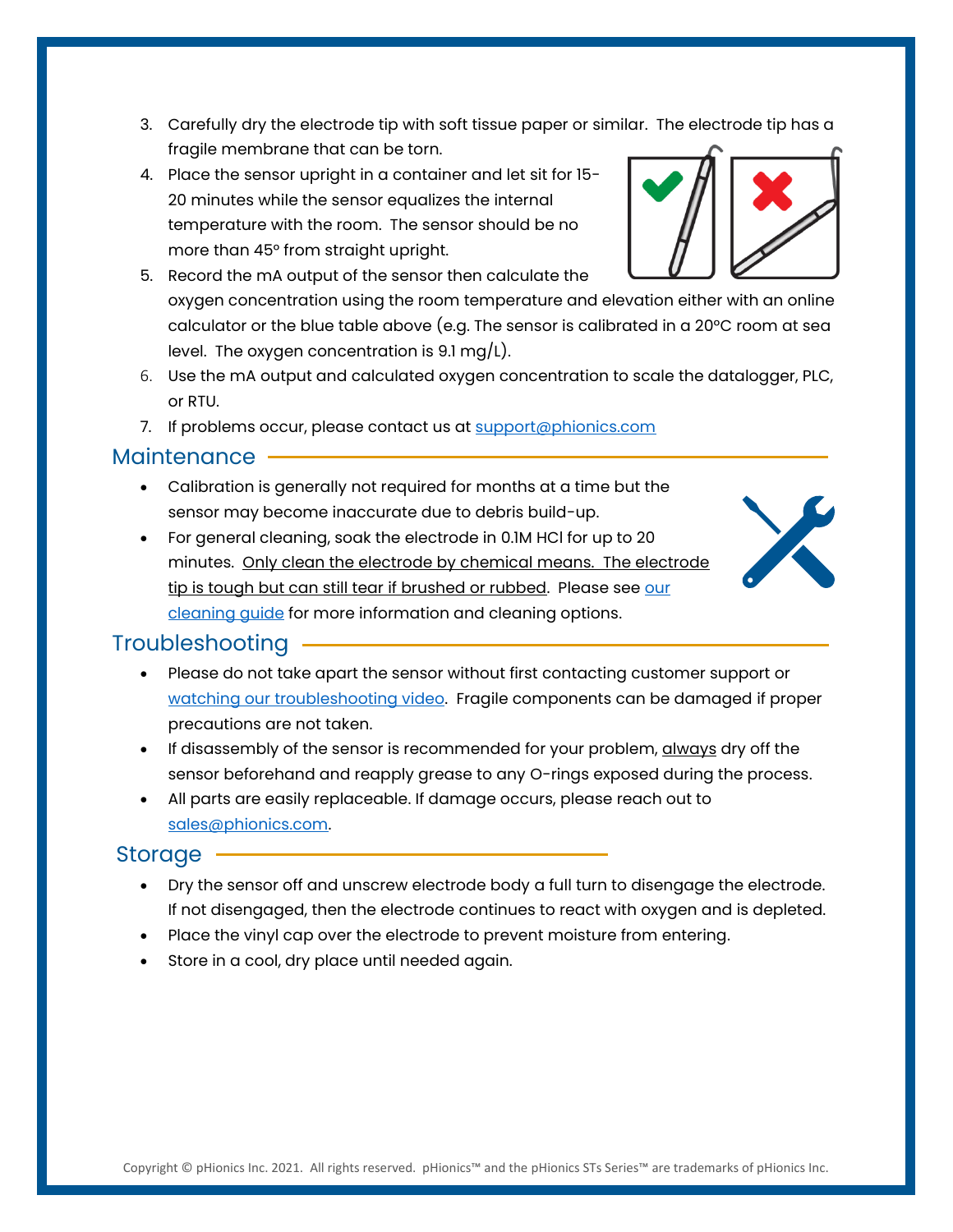3. Carefully dry the electrode tip with soft tissue paper or similar. The electrode tip has a fragile membrane that can be torn.
4. Place the sensor upright in a container and let sit for 15-20 minutes while the sensor equalizes the internal temperature with the room. The sensor should be no more than 45° from straight upright.
5. Record the mA output of the sensor then calculate the oxygen concentration using the room temperature and elevation either with an online calculator or the blue table above (e.g. The sensor is calibrated in a 20°C room at sea level. The oxygen concentration is 9.1 mg/L).
6. Use the mA output and calculated oxygen concentration to scale the datalogger, PLC, or RTU.
7. If problems occur, please contact us at [support@phionics.com](mailto:support@phionics.com)

## Maintenance

- Calibration is generally not required for months at a time but the sensor may become inaccurate due to debris build-up.
- For general cleaning, soak the electrode in 0.1M HCl for up to 20 minutes. <u>Only clean the electrode by chemical means. The electrode tip is tough but can still tear if brushed or rubbed</u>. Please see [our cleaning guide]() for more information and cleaning options.

## Troubleshooting

- Please do not take apart the sensor without first contacting customer support or [watching our troubleshooting video](). Fragile components can be damaged if proper precautions are not taken.
- If disassembly of the sensor is recommended for your problem, <u>always</u> dry off the sensor beforehand and reapply grease to any O-rings exposed during the process.
- All parts are easily replaceable. If damage occurs, please reach out to [sales@phionics.com](mailto:sales@phionics.com).

## Storage

- Dry the sensor off and unscrew electrode body a full turn to disengage the electrode. If not disengaged, then the electrode continues to react with oxygen and is depleted.
- Place the vinyl cap over the electrode to prevent moisture from entering.
- Store in a cool, dry place until needed again.

Copyright © pHionics Inc. 2021. All rights reserved. pHionics™ and the pHionics STs Series™ are trademarks of pHionics Inc.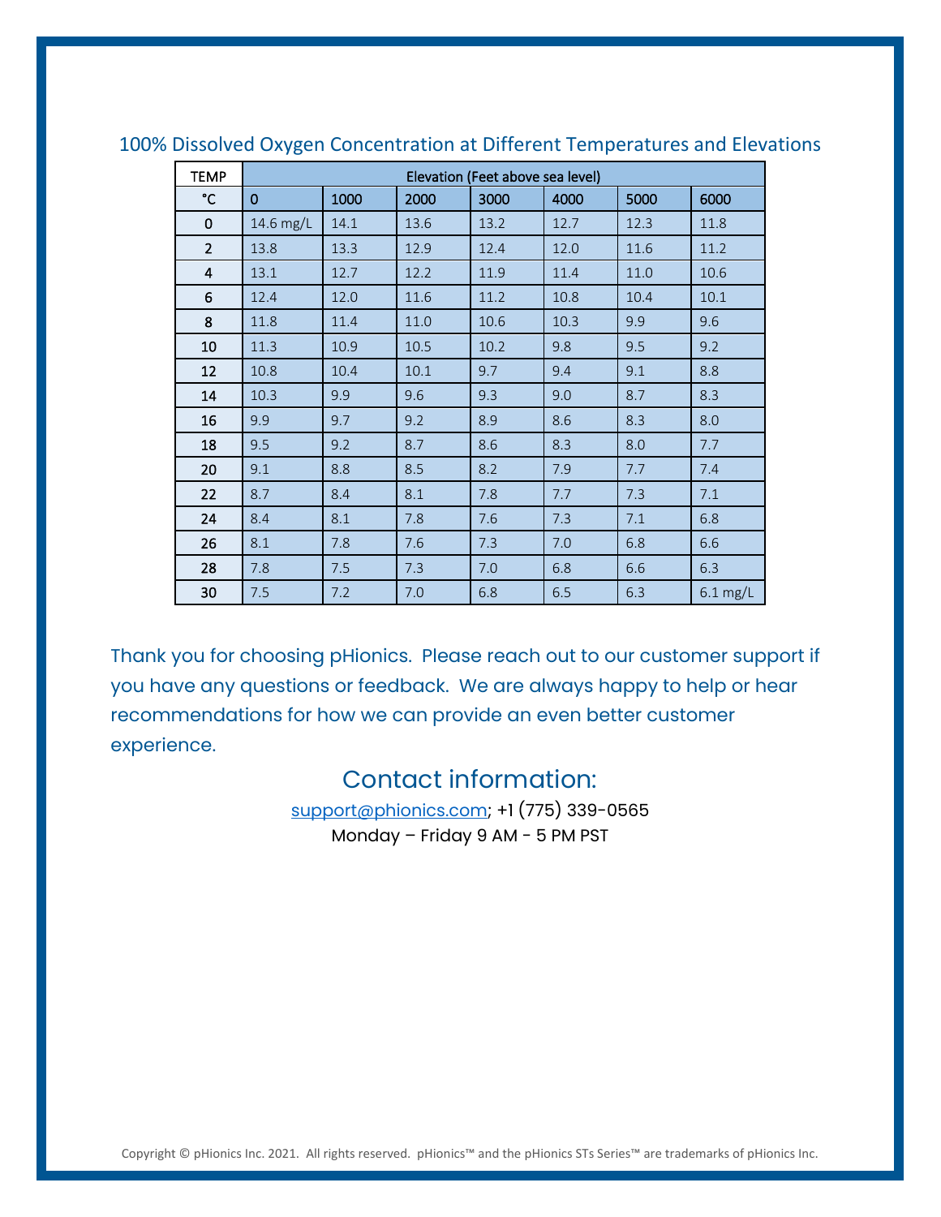## 100% Dissolved Oxygen Concentration at Different Temperatures and Elevations

| TEMP | Elevation (Feet above sea level) | | | | | | |
|---|---|---|---|---|---|---|---|
| °C | 0 | 1000 | 2000 | 3000 | 4000 | 5000 | 6000 |
| 0 | 14.6 mg/L | 14.1 | 13.6 | 13.2 | 12.7 | 12.3 | 11.8 |
| 2 | 13.8 | 13.3 | 12.9 | 12.4 | 12.0 | 11.6 | 11.2 |
| 4 | 13.1 | 12.7 | 12.2 | 11.9 | 11.4 | 11.0 | 10.6 |
| 6 | 12.4 | 12.0 | 11.6 | 11.2 | 10.8 | 10.4 | 10.1 |
| 8 | 11.8 | 11.4 | 11.0 | 10.6 | 10.3 | 9.9 | 9.6 |
| 10 | 11.3 | 10.9 | 10.5 | 10.2 | 9.8 | 9.5 | 9.2 |
| 12 | 10.8 | 10.4 | 10.1 | 9.7 | 9.4 | 9.1 | 8.8 |
| 14 | 10.3 | 9.9 | 9.6 | 9.3 | 9.0 | 8.7 | 8.3 |
| 16 | 9.9 | 9.7 | 9.2 | 8.9 | 8.6 | 8.3 | 8.0 |
| 18 | 9.5 | 9.2 | 8.7 | 8.6 | 8.3 | 8.0 | 7.7 |
| 20 | 9.1 | 8.8 | 8.5 | 8.2 | 7.9 | 7.7 | 7.4 |
| 22 | 8.7 | 8.4 | 8.1 | 7.8 | 7.7 | 7.3 | 7.1 |
| 24 | 8.4 | 8.1 | 7.8 | 7.6 | 7.3 | 7.1 | 6.8 |
| 26 | 8.1 | 7.8 | 7.6 | 7.3 | 7.0 | 6.8 | 6.6 |
| 28 | 7.8 | 7.5 | 7.3 | 7.0 | 6.8 | 6.6 | 6.3 |
| 30 | 7.5 | 7.2 | 7.0 | 6.8 | 6.5 | 6.3 | 6.1 mg/L |

Thank you for choosing pHionics. Please reach out to our customer support if you have any questions or feedback. We are always happy to help or hear recommendations for how we can provide an even better customer experience.

## Contact information:

support@phionics.com; +1 (775) 339-0565

Monday – Friday 9 AM - 5 PM PST

Copyright © pHionics Inc. 2021. All rights reserved. pHionics™ and the pHionics STs Series™ are trademarks of pHionics Inc.